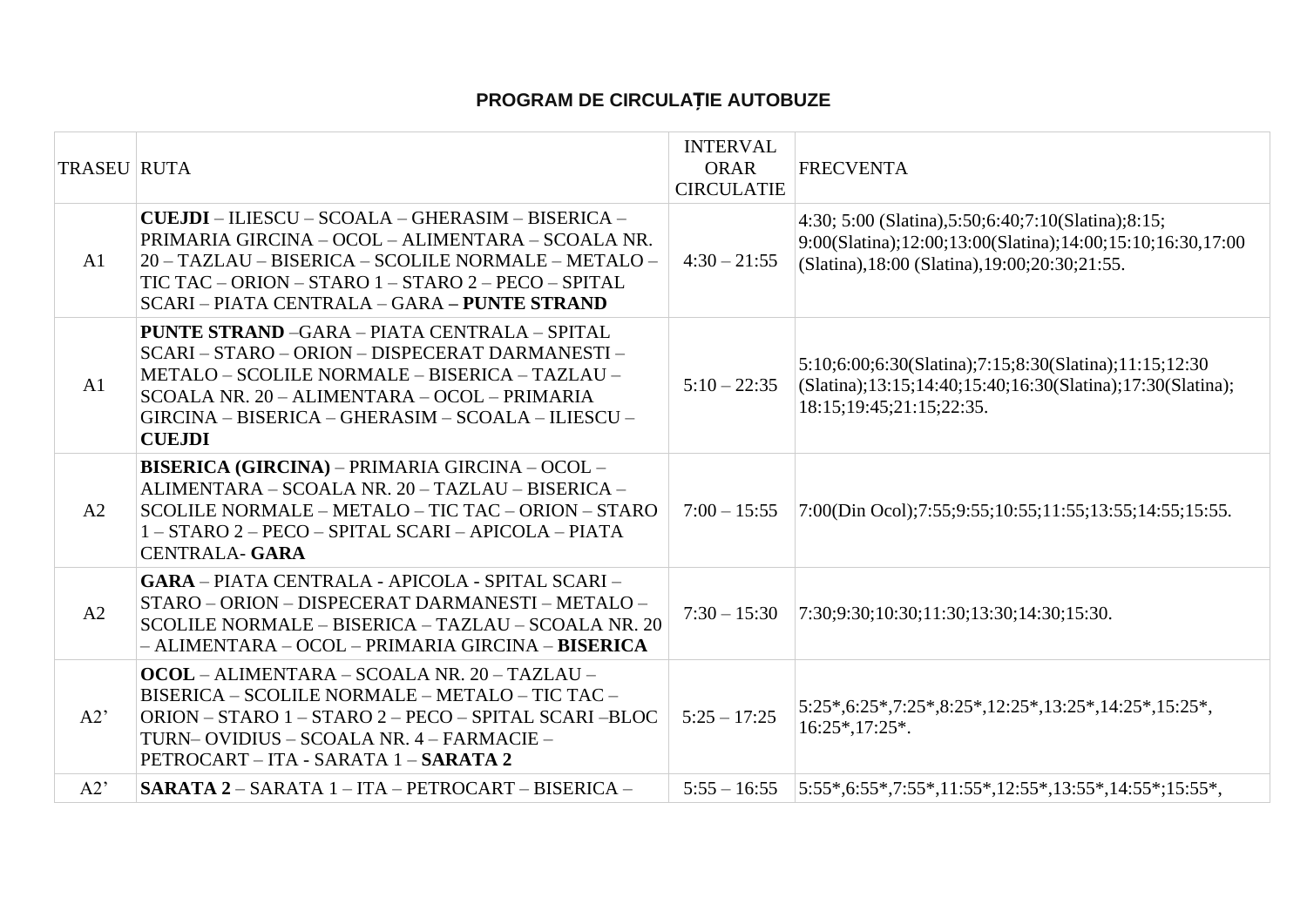# PROGRAM DE CIRCULAȚIE AUTOBUZE

| TRASEU | RUTA | INTERVAL ORAR CIRCULATIE | FRECVENTA |
|---|---|---|---|
| A1 | **CUEJDI** – ILIESCU – SCOALA – GHERASIM – BISERICA – PRIMARIA GIRCINA – OCOL – ALIMENTARA – SCOALA NR. 20 – TAZLAU – BISERICA – SCOLILE NORMALE – METALO – TIC TAC – ORION – STARO 1 – STARO 2 – PECO – SPITAL SCARI – PIATA CENTRALA – GARA **– PUNTE STRAND** | 4:30 – 21:55 | 4:30; 5:00 (Slatina),5:50;6:40;7:10(Slatina);8:15; 9:00(Slatina);12:00;13:00(Slatina);14:00;15:10;16:30,17:00 (Slatina),18:00 (Slatina),19:00;20:30;21:55. |
| A1 | **PUNTE STRAND** –GARA – PIATA CENTRALA – SPITAL SCARI – STARO – ORION – DISPECERAT DARMANESTI – METALO – SCOLILE NORMALE – BISERICA – TAZLAU – SCOALA NR. 20 – ALIMENTARA – OCOL – PRIMARIA GIRCINA – BISERICA – GHERASIM – SCOALA – ILIESCU – **CUEJDI** | 5:10 – 22:35 | 5:10;6:00;6:30(Slatina);7:15;8:30(Slatina);11:15;12:30 (Slatina);13:15;14:40;15:40;16:30(Slatina);17:30(Slatina); 18:15;19:45;21:15;22:35. |
| A2 | **BISERICA (GIRCINA)** – PRIMARIA GIRCINA – OCOL – ALIMENTARA – SCOALA NR. 20 – TAZLAU – BISERICA – SCOLILE NORMALE – METALO – TIC TAC – ORION – STARO 1 – STARO 2 – PECO – SPITAL SCARI – APICOLA – PIATA CENTRALA- **GARA** | 7:00 – 15:55 | 7:00(Din Ocol);7:55;9:55;10:55;11:55;13:55;14:55;15:55. |
| A2 | **GARA** – PIATA CENTRALA - APICOLA - SPITAL SCARI – STARO – ORION – DISPECERAT DARMANESTI – METALO – SCOLILE NORMALE – BISERICA – TAZLAU – SCOALA NR. 20 – ALIMENTARA – OCOL – PRIMARIA GIRCINA – **BISERICA** | 7:30 – 15:30 | 7:30;9:30;10:30;11:30;13:30;14:30;15:30. |
| A2’ | **OCOL** – ALIMENTARA – SCOALA NR. 20 – TAZLAU – BISERICA – SCOLILE NORMALE – METALO – TIC TAC – ORION – STARO 1 – STARO 2 – PECO – SPITAL SCARI –BLOC TURN– OVIDIUS – SCOALA NR. 4 – FARMACIE – PETROCART – ITA - SARATA 1 – **SARATA 2** | 5:25 – 17:25 | 5:25*,6:25*,7:25*,8:25*,12:25*,13:25*,14:25*,15:25*, 16:25*,17:25*. |
| A2’ | **SARATA 2** – SARATA 1 – ITA – PETROCART – BISERICA – | 5:55 – 16:55 | 5:55*,6:55*,7:55*,11:55*,12:55*,13:55*,14:55*;15:55*, |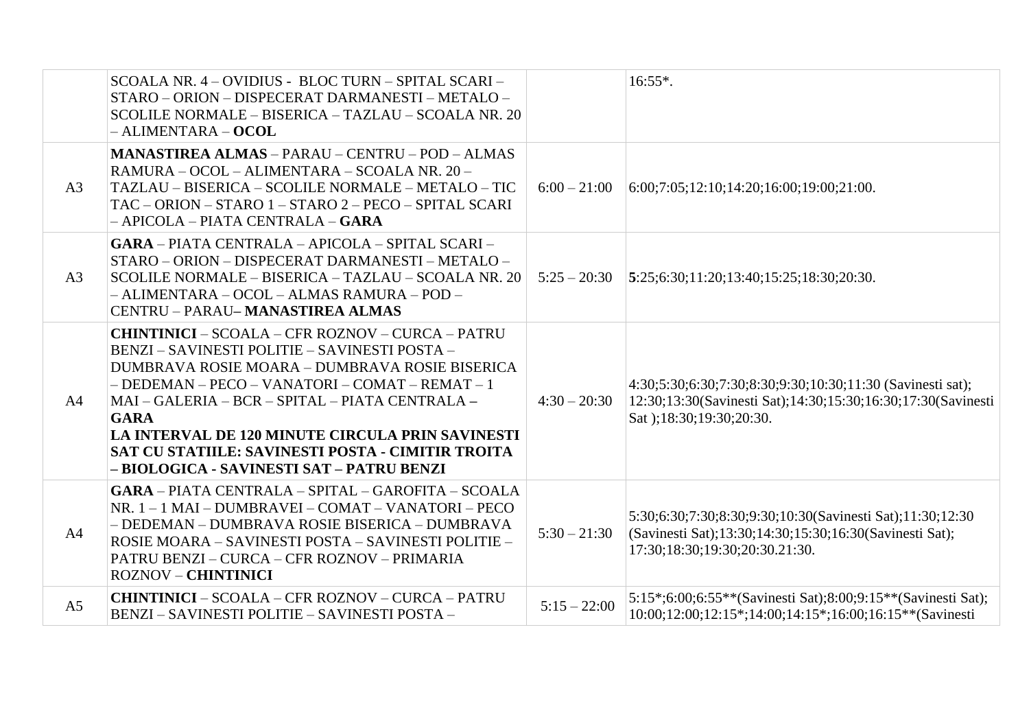| | | | |
|---|---|---|---|
| | SCOALA NR. 4 – OVIDIUS - BLOC TURN – SPITAL SCARI – STARO – ORION – DISPECERAT DARMANESTI – METALO – SCOLILE NORMALE – BISERICA – TAZLAU – SCOALA NR. 20 – ALIMENTARA – **OCOL** | | 16:55*. |
| A3 | **MANASTIREA ALMAS** – PARAU – CENTRU – POD – ALMAS RAMURA – OCOL – ALIMENTARA – SCOALA NR. 20 – TAZLAU – BISERICA – SCOLILE NORMALE – METALO – TIC TAC – ORION – STARO 1 – STARO 2 – PECO – SPITAL SCARI – APICOLA – PIATA CENTRALA – **GARA** | 6:00 – 21:00 | 6:00;7:05;12:10;14:20;16:00;19:00;21:00. |
| A3 | **GARA** – PIATA CENTRALA – APICOLA – SPITAL SCARI – STARO – ORION – DISPECERAT DARMANESTI – METALO – SCOLILE NORMALE – BISERICA – TAZLAU – SCOALA NR. 20 – ALIMENTARA – OCOL – ALMAS RAMURA – POD – CENTRU – PARAU– **MANASTIREA ALMAS** | 5:25 – 20:30 | **5**:25;6:30;11:20;13:40;15:25;18:30;20:30. |
| A4 | **CHINTINICI** – SCOALA – CFR ROZNOV – CURCA – PATRU BENZI – SAVINESTI POLITIE – SAVINESTI POSTA – DUMBRAVA ROSIE MOARA – DUMBRAVA ROSIE BISERICA – DEDEMAN – PECO – VANATORI – COMAT – REMAT – 1 MAI – GALERIA – BCR – SPITAL – PIATA CENTRALA – **GARA** **LA INTERVAL DE 120 MINUTE CIRCULA PRIN SAVINESTI SAT CU STATIILE: SAVINESTI POSTA - CIMITIR TROITA – BIOLOGICA - SAVINESTI SAT – PATRU BENZI** | 4:30 – 20:30 | 4:30;5:30;6:30;7:30;8:30;9:30;10:30;11:30 (Savinesti sat); 12:30;13:30(Savinesti Sat);14:30;15:30;16:30;17:30(Savinesti Sat );18:30;19:30;20:30. |
| A4 | **GARA** – PIATA CENTRALA – SPITAL – GAROFITA – SCOALA NR. 1 – 1 MAI – DUMBRAVEI – COMAT – VANATORI – PECO – DEDEMAN – DUMBRAVA ROSIE BISERICA – DUMBRAVA ROSIE MOARA – SAVINESTI POSTA – SAVINESTI POLITIE – PATRU BENZI – CURCA – CFR ROZNOV – PRIMARIA ROZNOV – **CHINTINICI** | 5:30 – 21:30 | 5:30;6:30;7:30;8:30;9:30;10:30(Savinesti Sat);11:30;12:30 (Savinesti Sat);13:30;14:30;15:30;16:30(Savinesti Sat); 17:30;18:30;19:30;20:30.21:30. |
| A5 | **CHINTINICI** – SCOALA – CFR ROZNOV – CURCA – PATRU BENZI – SAVINESTI POLITIE – SAVINESTI POSTA – | 5:15 – 22:00 | 5:15*;6:00;6:55**(Savinesti Sat);8:00;9:15**(Savinesti Sat); 10:00;12:00;12:15*;14:00;14:15*;16:00;16:15**(Savinesti |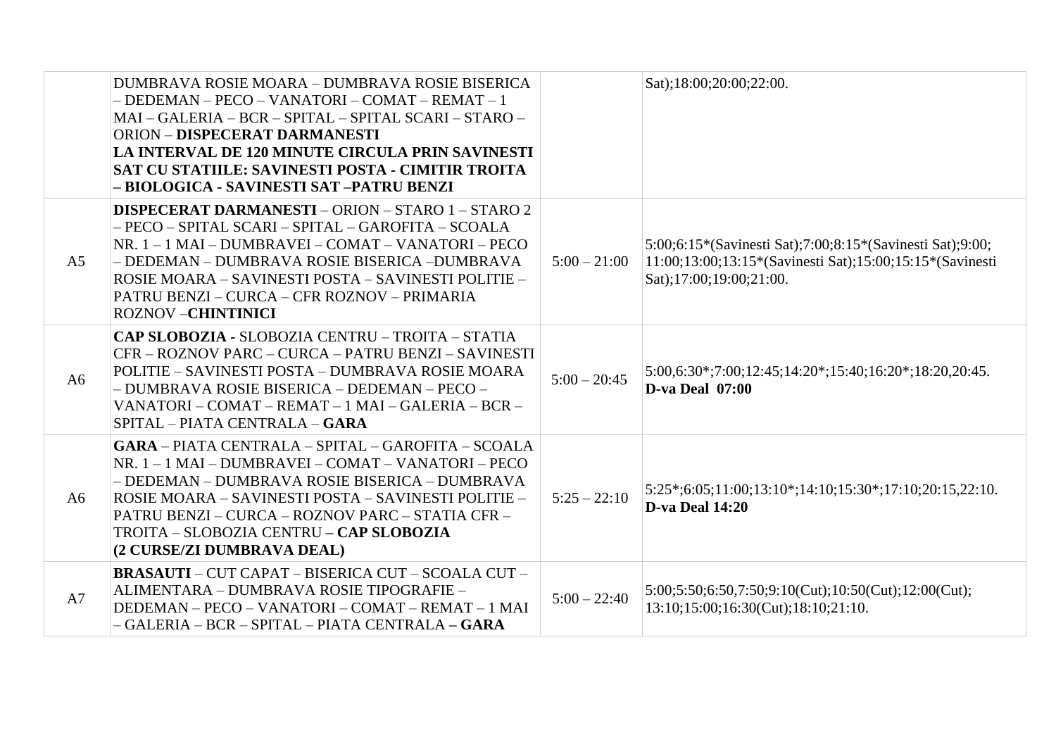| | | | |
|---|---|---|---|
| | DUMBRAVA ROSIE MOARA – DUMBRAVA ROSIE BISERICA – DEDEMAN – PECO – VANATORI – COMAT – REMAT – 1 MAI – GALERIA – BCR – SPITAL – SPITAL SCARI – STARO – ORION – **DISPECERAT DARMANESTI** **LA INTERVAL DE 120 MINUTE CIRCULA PRIN SAVINESTI SAT CU STATIILE: SAVINESTI POSTA - CIMITIR TROITA – BIOLOGICA - SAVINESTI SAT –PATRU BENZI** | | Sat);18:00;20:00;22:00. |
| A5 | **DISPECERAT DARMANESTI** – ORION – STARO 1 – STARO 2 – PECO – SPITAL SCARI – SPITAL – GAROFITA – SCOALA NR. 1 – 1 MAI – DUMBRAVEI – COMAT – VANATORI – PECO – DEDEMAN – DUMBRAVA ROSIE BISERICA –DUMBRAVA ROSIE MOARA – SAVINESTI POSTA – SAVINESTI POLITIE – PATRU BENZI – CURCA – CFR ROZNOV – PRIMARIA ROZNOV –**CHINTINICI** | 5:00 – 21:00 | 5:00;6:15*(Savinesti Sat);7:00;8:15*(Savinesti Sat);9:00; 11:00;13:00;13:15*(Savinesti Sat);15:00;15:15*(Savinesti Sat);17:00;19:00;21:00. |
| A6 | **CAP SLOBOZIA -** SLOBOZIA CENTRU – TROITA – STATIA CFR – ROZNOV PARC – CURCA – PATRU BENZI – SAVINESTI POLITIE – SAVINESTI POSTA – DUMBRAVA ROSIE MOARA – DUMBRAVA ROSIE BISERICA – DEDEMAN – PECO – VANATORI – COMAT – REMAT – 1 MAI – GALERIA – BCR – SPITAL – PIATA CENTRALA – **GARA** | 5:00 – 20:45 | 5:00,6:30*;7:00;12:45;14:20*;15:40;16:20*;18:20,20:45. **D-va Deal 07:00** |
| A6 | **GARA** – PIATA CENTRALA – SPITAL – GAROFITA – SCOALA NR. 1 – 1 MAI – DUMBRAVEI – COMAT – VANATORI – PECO – DEDEMAN – DUMBRAVA ROSIE BISERICA – DUMBRAVA ROSIE MOARA – SAVINESTI POSTA – SAVINESTI POLITIE – PATRU BENZI – CURCA – ROZNOV PARC – STATIA CFR – TROITA – SLOBOZIA CENTRU **– CAP SLOBOZIA** **(2 CURSE/ZI DUMBRAVA DEAL)** | 5:25 – 22:10 | 5:25*;6:05;11:00;13:10*;14:10;15:30*;17:10;20:15,22:10. **D-va Deal 14:20** |
| A7 | **BRASAUTI** – CUT CAPAT – BISERICA CUT – SCOALA CUT – ALIMENTARA – DUMBRAVA ROSIE TIPOGRAFIE – DEDEMAN – PECO – VANATORI – COMAT – REMAT – 1 MAI – GALERIA – BCR – SPITAL – PIATA CENTRALA **– GARA** | 5:00 – 22:40 | 5:00;5:50;6:50,7:50;9:10(Cut);10:50(Cut);12:00(Cut); 13:10;15:00;16:30(Cut);18:10;21:10. |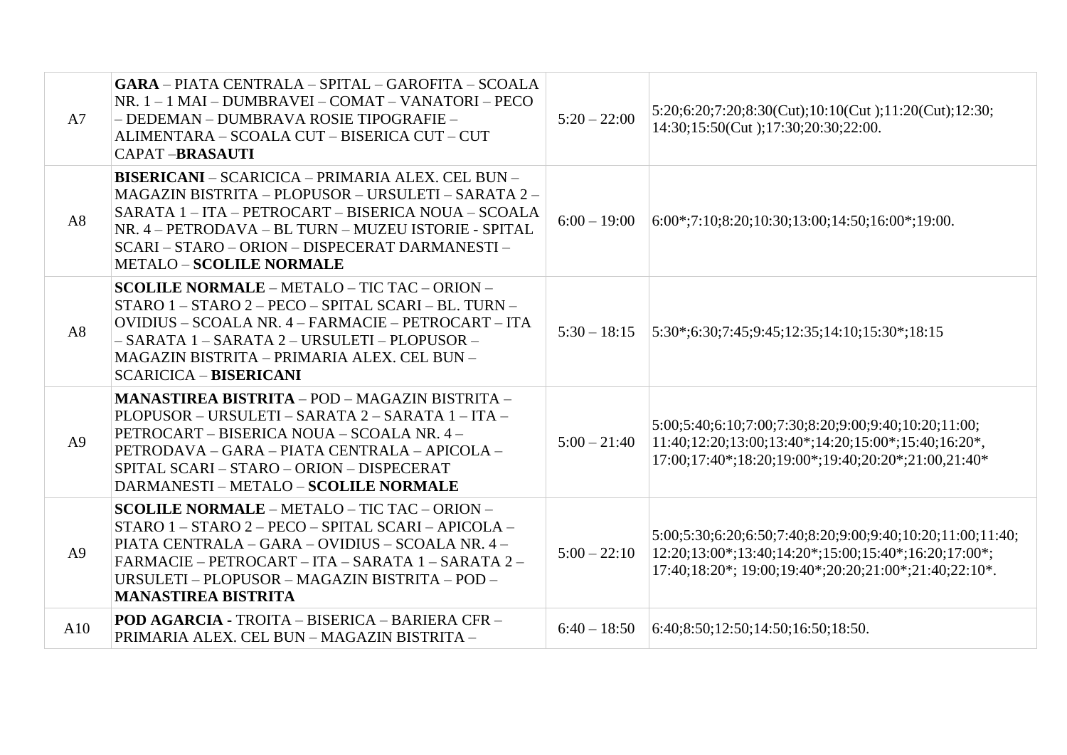| A7 | **GARA** – PIATA CENTRALA – SPITAL – GAROFITA – SCOALA NR. 1 – 1 MAI – DUMBRAVEI – COMAT – VANATORI – PECO – DEDEMAN – DUMBRAVA ROSIE TIPOGRAFIE – ALIMENTARA – SCOALA CUT – BISERICA CUT – CUT CAPAT –**BRASAUTI** | 5:20 – 22:00 | 5:20;6:20;7:20;8:30(Cut);10:10(Cut );11:20(Cut);12:30; 14:30;15:50(Cut );17:30;20:30;22:00. |
|---|---|---|---|
| A8 | **BISERICANI** – SCARICICA – PRIMARIA ALEX. CEL BUN – MAGAZIN BISTRITA – PLOPUSOR – URSULETI – SARATA 2 – SARATA 1 – ITA – PETROCART – BISERICA NOUA – SCOALA NR. 4 – PETRODAVA – BL TURN – MUZEU ISTORIE - SPITAL SCARI – STARO – ORION – DISPECERAT DARMANESTI – METALO – **SCOLILE NORMALE** | 6:00 – 19:00 | 6:00*;7:10;8:20;10:30;13:00;14:50;16:00*;19:00. |
| A8 | **SCOLILE NORMALE** – METALO – TIC TAC – ORION – STARO 1 – STARO 2 – PECO – SPITAL SCARI – BL. TURN – OVIDIUS – SCOALA NR. 4 – FARMACIE – PETROCART – ITA – SARATA 1 – SARATA 2 – URSULETI – PLOPUSOR – MAGAZIN BISTRITA – PRIMARIA ALEX. CEL BUN – SCARICICA – **BISERICANI** | 5:30 – 18:15 | 5:30*;6:30;7:45;9:45;12:35;14:10;15:30*;18:15 |
| A9 | **MANASTIREA BISTRITA** – POD – MAGAZIN BISTRITA – PLOPUSOR – URSULETI – SARATA 2 – SARATA 1 – ITA – PETROCART – BISERICA NOUA – SCOALA NR. 4 – PETRODAVA – GARA – PIATA CENTRALA – APICOLA – SPITAL SCARI – STARO – ORION – DISPECERAT DARMANESTI – METALO – **SCOLILE NORMALE** | 5:00 – 21:40 | 5:00;5:40;6:10;7:00;7:30;8:20;9:00;9:40;10:20;11:00; 11:40;12:20;13:00;13:40*;14:20;15:00*;15:40;16:20*, 17:00;17:40*;18:20;19:00*;19:40;20:20*;21:00,21:40* |
| A9 | **SCOLILE NORMALE** – METALO – TIC TAC – ORION – STARO 1 – STARO 2 – PECO – SPITAL SCARI – APICOLA – PIATA CENTRALA – GARA – OVIDIUS – SCOALA NR. 4 – FARMACIE – PETROCART – ITA – SARATA 1 – SARATA 2 – URSULETI – PLOPUSOR – MAGAZIN BISTRITA – POD – **MANASTIREA BISTRITA** | 5:00 – 22:10 | 5:00;5:30;6:20;6:50;7:40;8:20;9:00;9:40;10:20;11:00;11:40; 12:20;13:00*;13:40;14:20*;15:00;15:40*;16:20;17:00*; 17:40;18:20*; 19:00;19:40*;20:20;21:00*;21:40;22:10*. |
| A10 | **POD AGARCIA -** TROITA – BISERICA – BARIERA CFR – PRIMARIA ALEX. CEL BUN – MAGAZIN BISTRITA – | 6:40 – 18:50 | 6:40;8:50;12:50;14:50;16:50;18:50. |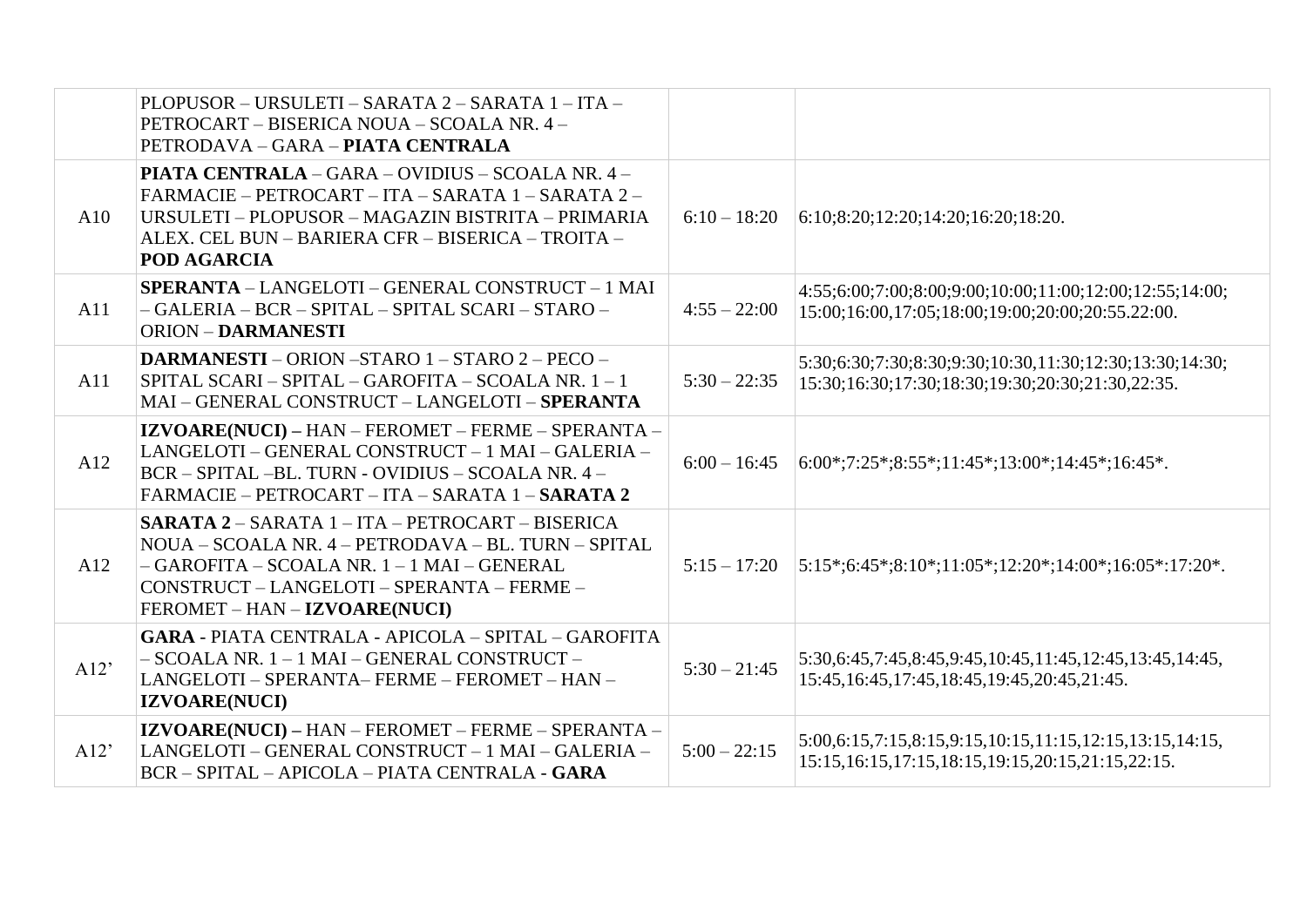| | | | |
|---|---|---|---|
| | PLOPUSOR – URSULETI – SARATA 2 – SARATA 1 – ITA – PETROCART – BISERICA NOUA – SCOALA NR. 4 – PETRODAVA – GARA – **PIATA CENTRALA** | | |
| A10 | **PIATA CENTRALA** – GARA – OVIDIUS – SCOALA NR. 4 – FARMACIE – PETROCART – ITA – SARATA 1 – SARATA 2 – URSULETI – PLOPUSOR – MAGAZIN BISTRITA – PRIMARIA ALEX. CEL BUN – BARIERA CFR – BISERICA – TROITA – **POD AGARCIA** | 6:10 – 18:20 | 6:10;8:20;12:20;14:20;16:20;18:20. |
| A11 | **SPERANTA** – LANGELOTI – GENERAL CONSTRUCT – 1 MAI – GALERIA – BCR – SPITAL – SPITAL SCARI – STARO – ORION – **DARMANESTI** | 4:55 – 22:00 | 4:55;6:00;7:00;8:00;9:00;10:00;11:00;12:00;12:55;14:00; 15:00;16:00,17:05;18:00;19:00;20:00;20:55.22:00. |
| A11 | **DARMANESTI** – ORION –STARO 1 – STARO 2 – PECO – SPITAL SCARI – SPITAL – GAROFITA – SCOALA NR. 1 – 1 MAI – GENERAL CONSTRUCT – LANGELOTI – **SPERANTA** | 5:30 – 22:35 | 5:30;6:30;7:30;8:30;9:30;10:30,11:30;12:30;13:30;14:30; 15:30;16:30;17:30;18:30;19:30;20:30;21:30,22:35. |
| A12 | **IZVOARE(NUCI) –** HAN – FEROMET – FERME – SPERANTA – LANGELOTI – GENERAL CONSTRUCT – 1 MAI – GALERIA – BCR – SPITAL –BL. TURN - OVIDIUS – SCOALA NR. 4 – FARMACIE – PETROCART – ITA – SARATA 1 – **SARATA 2** | 6:00 – 16:45 | 6:00*;7:25*;8:55*;11:45*;13:00*;14:45*;16:45*. |
| A12 | **SARATA 2** – SARATA 1 – ITA – PETROCART – BISERICA NOUA – SCOALA NR. 4 – PETRODAVA – BL. TURN – SPITAL – GAROFITA – SCOALA NR. 1 – 1 MAI – GENERAL CONSTRUCT – LANGELOTI – SPERANTA – FERME – FEROMET – HAN – **IZVOARE(NUCI)** | 5:15 – 17:20 | 5:15*;6:45*;8:10*;11:05*;12:20*;14:00*;16:05*:17:20*. |
| A12’ | **GARA** - PIATA CENTRALA - APICOLA – SPITAL – GAROFITA – SCOALA NR. 1 – 1 MAI – GENERAL CONSTRUCT – LANGELOTI – SPERANTA– FERME – FEROMET – HAN – **IZVOARE(NUCI)** | 5:30 – 21:45 | 5:30,6:45,7:45,8:45,9:45,10:45,11:45,12:45,13:45,14:45, 15:45,16:45,17:45,18:45,19:45,20:45,21:45. |
| A12’ | **IZVOARE(NUCI) –** HAN – FEROMET – FERME – SPERANTA – LANGELOTI – GENERAL CONSTRUCT – 1 MAI – GALERIA – BCR – SPITAL – APICOLA – PIATA CENTRALA - **GARA** | 5:00 – 22:15 | 5:00,6:15,7:15,8:15,9:15,10:15,11:15,12:15,13:15,14:15, 15:15,16:15,17:15,18:15,19:15,20:15,21:15,22:15. |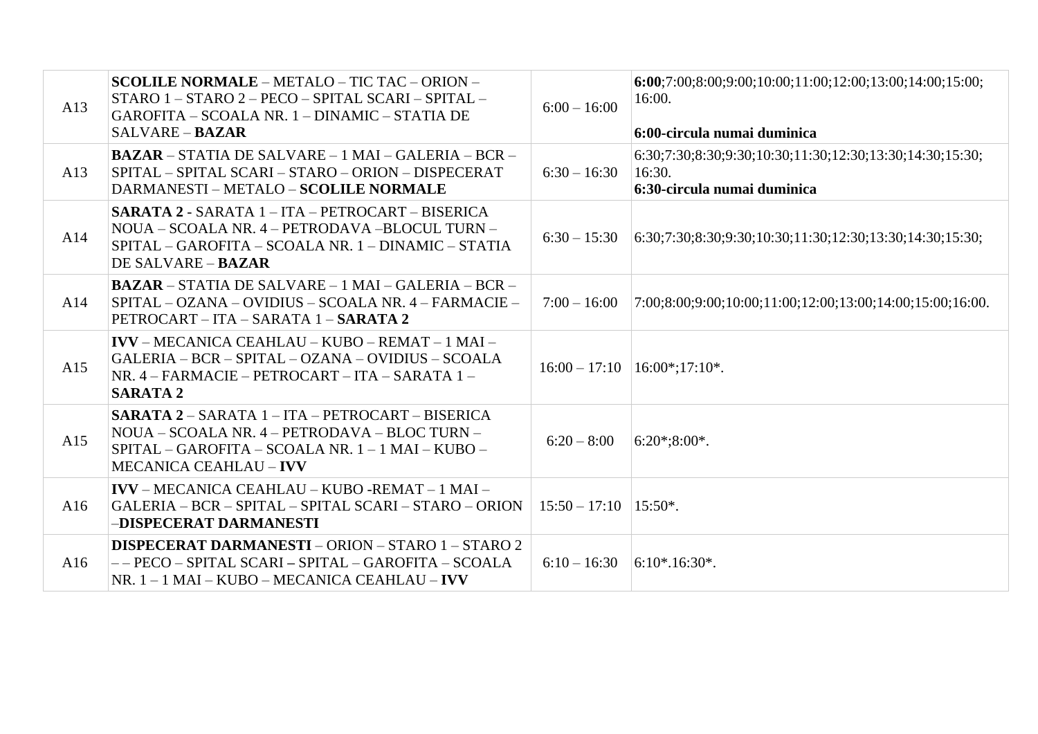| | | | |
|---|---|---|---|
| A13 | **SCOLILE NORMALE** – METALO – TIC TAC – ORION – STARO 1 – STARO 2 – PECO – SPITAL SCARI – SPITAL – GAROFITA – SCOALA NR. 1 – DINAMIC – STATIA DE SALVARE – **BAZAR** | 6:00 – 16:00 | **6:00**;7:00;8:00;9:00;10:00;11:00;12:00;13:00;14:00;15:00; 16:00.<br><br>**6:00-circula numai duminica** |
| A13 | **BAZAR** – STATIA DE SALVARE – 1 MAI – GALERIA – BCR – SPITAL – SPITAL SCARI – STARO – ORION – DISPECERAT DARMANESTI – METALO – **SCOLILE NORMALE** | 6:30 – 16:30 | 6:30;7:30;8:30;9:30;10:30;11:30;12:30;13:30;14:30;15:30; 16:30.<br>**6:30-circula numai duminica** |
| A14 | **SARATA 2 -** SARATA 1 – ITA – PETROCART – BISERICA NOUA – SCOALA NR. 4 – PETRODAVA –BLOCUL TURN – SPITAL – GAROFITA – SCOALA NR. 1 – DINAMIC – STATIA DE SALVARE – **BAZAR** | 6:30 – 15:30 | 6:30;7:30;8:30;9:30;10:30;11:30;12:30;13:30;14:30;15:30; |
| A14 | **BAZAR** – STATIA DE SALVARE – 1 MAI – GALERIA – BCR – SPITAL – OZANA – OVIDIUS – SCOALA NR. 4 – FARMACIE – PETROCART – ITA – SARATA 1 – **SARATA 2** | 7:00 – 16:00 | 7:00;8:00;9:00;10:00;11:00;12:00;13:00;14:00;15:00;16:00. |
| A15 | **IVV** – MECANICA CEAHLAU – KUBO – REMAT – 1 MAI – GALERIA – BCR – SPITAL – OZANA – OVIDIUS – SCOALA NR. 4 – FARMACIE – PETROCART – ITA – SARATA 1 – **SARATA 2** | 16:00 – 17:10 | 16:00*;17:10*. |
| A15 | **SARATA 2** – SARATA 1 – ITA – PETROCART – BISERICA NOUA – SCOALA NR. 4 – PETRODAVA – BLOC TURN – SPITAL – GAROFITA – SCOALA NR. 1 – 1 MAI – KUBO – MECANICA CEAHLAU – **IVV** | 6:20 – 8:00 | 6:20*;8:00*. |
| A16 | **IVV** – MECANICA CEAHLAU – KUBO -REMAT – 1 MAI – GALERIA – BCR – SPITAL – SPITAL SCARI – STARO – ORION –**DISPECERAT DARMANESTI** | 15:50 – 17:10 | 15:50*. |
| A16 | **DISPECERAT DARMANESTI** – ORION – STARO 1 – STARO 2 – – PECO – SPITAL SCARI **–** SPITAL – GAROFITA – SCOALA NR. 1 – 1 MAI – KUBO – MECANICA CEAHLAU – **IVV** | 6:10 – 16:30 | 6:10*.16:30*. |